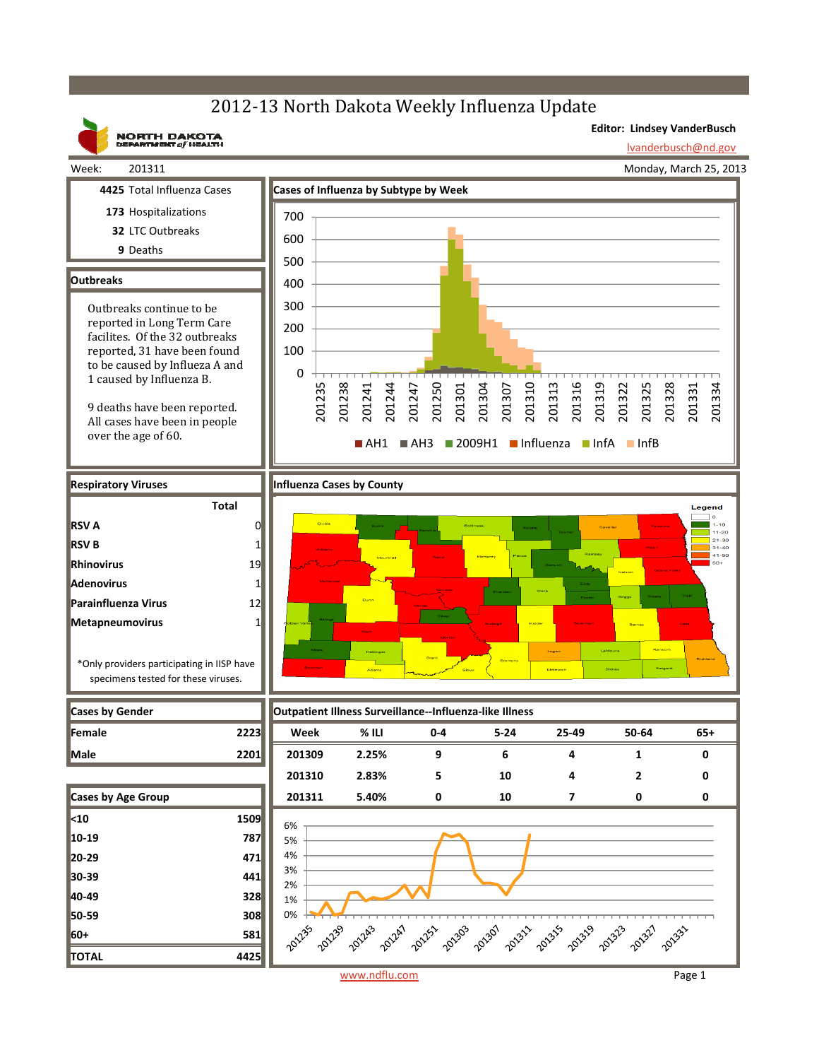# 2012-13 North Dakota Weekly Influenza Update

NORTH DAKOTA DEPARTMENT of HEALTH

**Editor: Lindsey VanderBusch**
lvanderbusch@nd.gov

Week: 201311 — Monday, March 25, 2013

**4425** Total Influenza Cases
**173** Hospitalizations
**32** LTC Outbreaks
**9** Deaths

## Outbreaks

Outbreaks continue to be reported in Long Term Care facilites. Of the 32 outbreaks reported, 31 have been found to be caused by Influeza A and 1 caused by Influenza B.

9 deaths have been reported. All cases have been in people over the age of 60.

## Cases of Influenza by Subtype by Week

Legend: AH1, AH3, 2009H1, Influenza, InfA, InfB

## Respiratory Viruses

| | Total |
|---|---|
| RSV A | 0 |
| RSV B | 1 |
| Rhinovirus | 19 |
| Adenovirus | 1 |
| Parainfluenza Virus | 12 |
| Metapneumovirus | 1 |

*Only providers participating in IISP have specimens tested for these viruses.

## Influenza Cases by County

Legend: 0, 1-10, 11-20, 21-30, 31-40, 41-50, 50+

## Cases by Gender

| | |
|---|---|
| Female | 2223 |
| Male | 2201 |

## Cases by Age Group

| | |
|---|---|
| <10 | 1509 |
| 10-19 | 787 |
| 20-29 | 471 |
| 30-39 | 441 |
| 40-49 | 328 |
| 50-59 | 308 |
| 60+ | 581 |
| TOTAL | 4425 |

## Outpatient Illness Surveillance--Influenza-like Illness

| Week | % ILI | 0-4 | 5-24 | 25-49 | 50-64 | 65+ |
|---|---|---|---|---|---|---|
| 201309 | 2.25% | 9 | 6 | 4 | 1 | 0 |
| 201310 | 2.83% | 5 | 10 | 4 | 2 | 0 |
| 201311 | 5.40% | 0 | 10 | 7 | 0 | 0 |

www.ndflu.com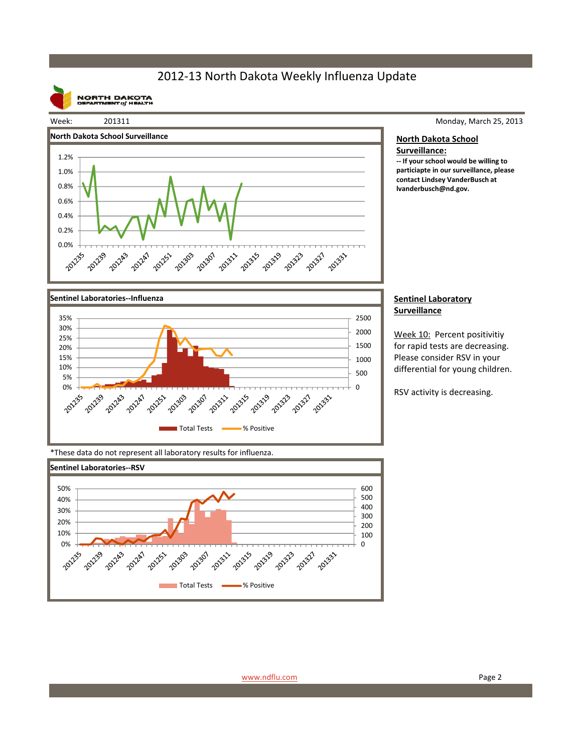# 2012-13 North Dakota Weekly Influenza Update

NORTH DAKOTA DEPARTMENT of HEALTH

Week: 201311

Monday, March 25, 2013

## North Dakota School Surveillance

1.2%
1.0%
0.8%
0.6%
0.4%
0.2%
0.0%

201235 201239 201243 201247 201251 201303 201307 201311 201315 201319 201323 201327 201331

### North Dakota School Surveillance:

**-- If your school would be willing to particiapte in our surveillance, please contact Lindsey VanderBusch at lvanderbusch@nd.gov.**

## Sentinel Laboratories--Influenza

35%
30%
25%
20%
15%
10%
5%
0%

2500
2000
1500
1000
500
0

201235 201239 201243 201247 201251 201303 201307 201311 201315 201319 201323 201327 201331

Total Tests
% Positive

*These data do not represent all laboratory results for influenza.

### Sentinel Laboratory Surveillance

Week 10: Percent positivitiy for rapid tests are decreasing. Please consider RSV in your differential for young children.

RSV activity is decreasing.

## Sentinel Laboratories--RSV

50%
40%
30%
20%
10%
0%

600
500
400
300
200
100
0

201235 201239 201243 201247 201251 201303 201307 201311 201315 201319 201323 201327 201331

Total Tests
% Positive

www.ndflu.com